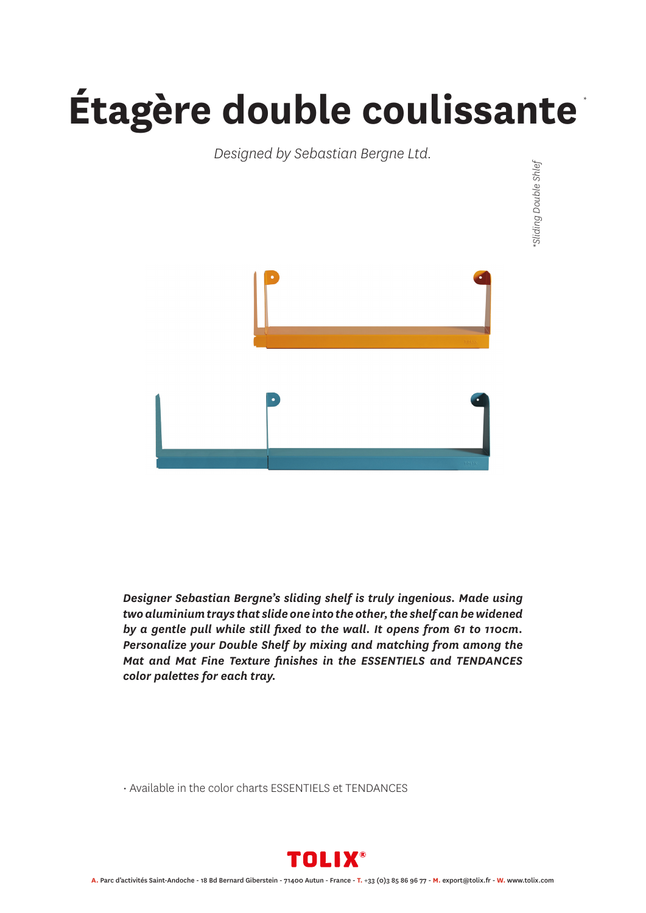# Étagère double coulissante *

*Designed by Sebastian Bergne Ltd.*

*Sliding Double Shlef

***Designer Sebastian Bergne's sliding shelf is truly ingenious. Made using two aluminium trays that slide one into the other, the shelf can be widened by a gentle pull while still fixed to the wall. It opens from 61 to 110cm. Personalize your Double Shelf by mixing and matching from among the Mat and Mat Fine Texture finishes in the ESSENTIELS and TENDANCES color palettes for each tray.***

· Available in the color charts ESSENTIELS et TENDANCES

**TOLIX®**

**A.** Parc d'activités Saint-Andoche - 18 Bd Bernard Giberstein - 71400 Autun - France - **T.** +33 (0)3 85 86 96 77 - **M.** export@tolix.fr - **W.** www.tolix.com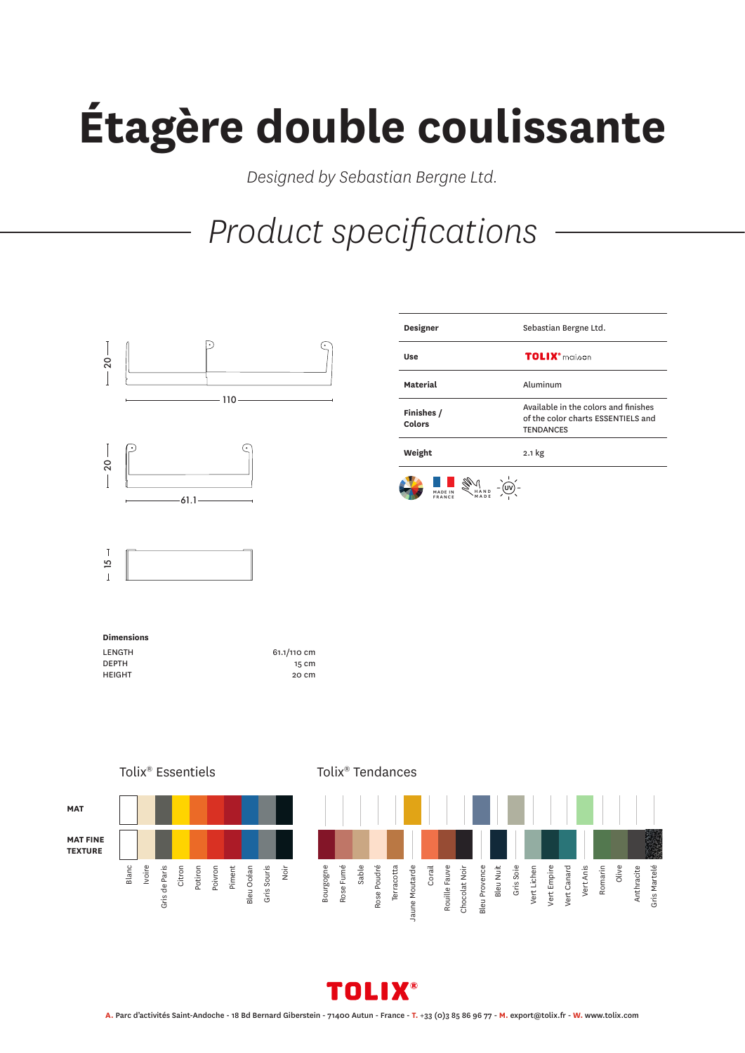# Étagère double coulissante

*Designed by Sebastian Bergne Ltd.*

## *Product specifications*

20
110
20
61.1
15

| | |
|---|---|
| **Designer** | Sebastian Bergne Ltd. |
| **Use** | TOLIX® maison |
| **Material** | Aluminum |
| **Finishes / Colors** | Available in the colors and finishes of the color charts ESSENTIELS and TENDANCES |
| **Weight** | 2.1 kg |

MADE IN FRANCE
HAND MADE
UV

**Dimensions**

| | |
|---|---|
| LENGTH | 61.1/110 cm |
| DEPTH | 15 cm |
| HEIGHT | 20 cm |

Tolix® Essentiels

Tolix® Tendances

MAT

MAT FINE TEXTURE

Blanc, Ivoire, Gris de Paris, Citron, Potiron, Poivron, Piment, Bleu Océan, Gris Souris, Noir

Bourgogne, Rose Fumé, Sable, Rose Poudré, Terracotta, Jaune Moutarde, Corail, Rouille Fauve, Chocolat Noir, Bleu Provence, Bleu Nuit, Gris Soie, Vert Lichen, Vert Empire, Vert Canard, Vert Anis, Romarin, Olive, Anthracite, Gris Martelé

TOLIX®

**A.** Parc d'activités Saint-Andoche - 18 Bd Bernard Giberstein - 71400 Autun - France - **T.** +33 (0)3 85 86 96 77 - **M.** export@tolix.fr - **W.** www.tolix.com